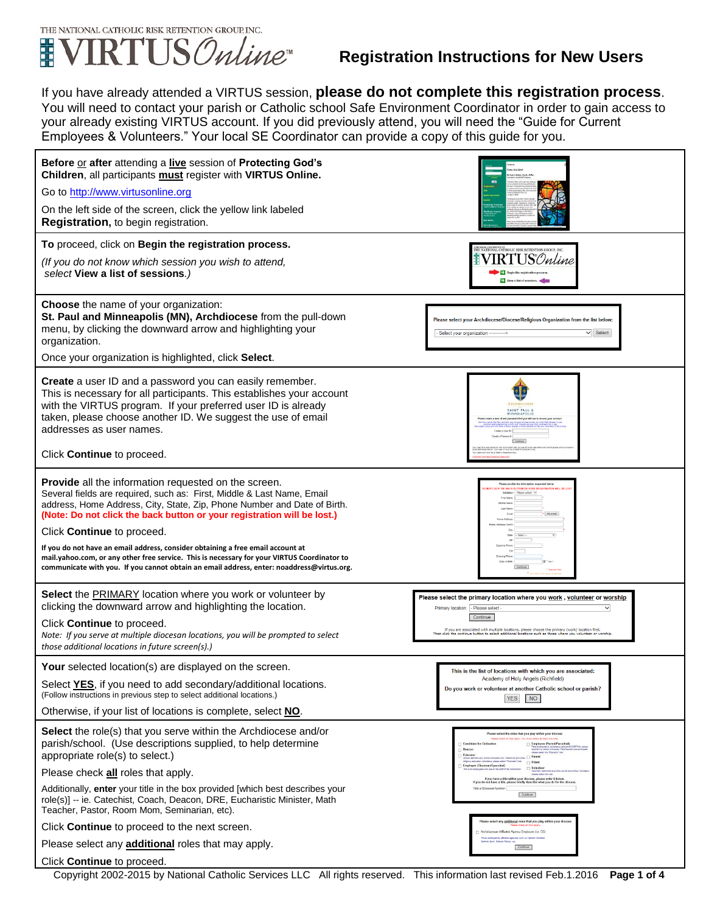THE NATIONAL CATHOLIC RISK RETENTION GROUP, INC.

# VIRTUS Online™

## Registration Instructions for New Users

If you have already attended a VIRTUS session, **please do not complete this registration process**. You will need to contact your parish or Catholic school Safe Environment Coordinator in order to gain access to your already existing VIRTUS account. If you did previously attend, you will need the "Guide for Current Employees & Volunteers." Your local SE Coordinator can provide a copy of this guide for you.

---

**Before** or **after** attending a **live** session of **Protecting God's Children**, all participants **must** register with **VIRTUS Online.**

Go to http://www.virtusonline.org

On the left side of the screen, click the yellow link labeled **Registration,** to begin registration.

---

**To** proceed, click on **Begin the registration process.**

*(If you do not know which session you wish to attend, select* ***View a list of sessions****.)*

---

**Choose** the name of your organization:
**St. Paul and Minneapolis (MN), Archdiocese** from the pull-down menu, by clicking the downward arrow and highlighting your organization.

Once your organization is highlighted, click **Select**.

---

**Create** a user ID and a password you can easily remember. This is necessary for all participants. This establishes your account with the VIRTUS program. If your preferred user ID is already taken, please choose another ID. We suggest the use of email addresses as user names.

Click **Continue** to proceed.

---

**Provide** all the information requested on the screen.
Several fields are required, such as: First, Middle & Last Name, Email address, Home Address, City, State, Zip, Phone Number and Date of Birth. **(Note: Do not click the back button or your registration will be lost.)**

Click **Continue** to proceed.

**If you do not have an email address, consider obtaining a free email account at mail.yahoo.com, or any other free service. This is necessary for your VIRTUS Coordinator to communicate with you. If you cannot obtain an email address, enter: noaddress@virtus.org.**

---

**Select** the PRIMARY location where you work or volunteer by clicking the downward arrow and highlighting the location.

Click **Continue** to proceed.
*Note: If you serve at multiple diocesan locations, you will be prompted to select those additional locations in future screen(s).)*

---

**Your** selected location(s) are displayed on the screen.

Select **YES**, if you need to add secondary/additional locations.
(Follow instructions in previous step to select additional locations.)

Otherwise, if your list of locations is complete, select **NO**.

---

**Select** the role(s) that you serve within the Archdiocese and/or parish/school. (Use descriptions supplied, to help determine appropriate role(s) to select.)

Please check **all** roles that apply.

Additionally, **enter** your title in the box provided [which best describes your role(s)] -- ie. Catechist, Coach, Deacon, DRE, Eucharistic Minister, Math Teacher, Pastor, Room Mom, Seminarian, etc).

Click **Continue** to proceed to the next screen.

Please select any **additional** roles that may apply.

Click **Continue** to proceed.

Copyright 2002-2015 by National Catholic Services LLC All rights reserved. This information last revised Feb.1.2016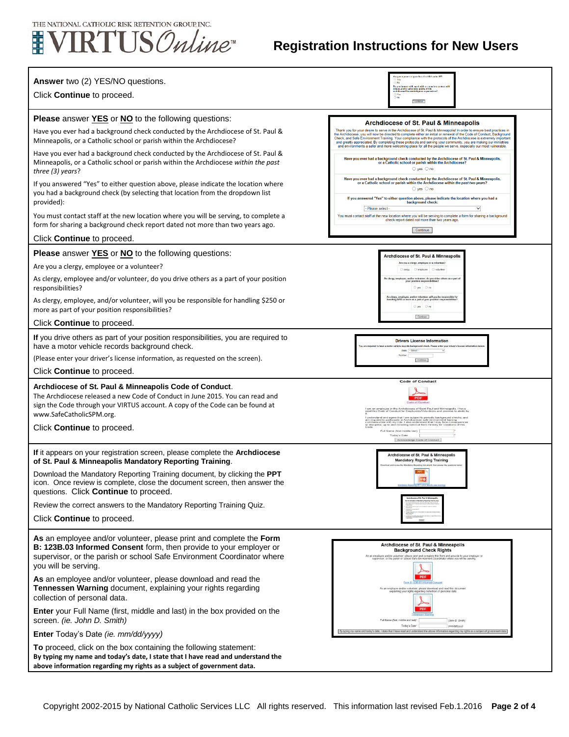**Answer** two (2) YES/NO questions.

Click **Continue** to proceed.

**Please** answer **YES** or **NO** to the following questions:

Have you ever had a background check conducted by the Archdiocese of St. Paul & Minneapolis, or a Catholic school or parish within the Archdiocese?

Have you ever had a background check conducted by the Archdiocese of St. Paul & Minneapolis, or a Catholic school or parish within the Archdiocese *within the past three (3) years*?

If you answered "Yes" to either question above, please indicate the location where you had a background check (by selecting that location from the dropdown list provided):

You must contact staff at the new location where you will be serving, to complete a form for sharing a background check report dated not more than two years ago.

Click **Continue** to proceed.

**Please** answer **YES** or **NO** to the following questions:

Are you a clergy, employee or a volunteer?

As clergy, employee and/or volunteer, do you drive others as a part of your position responsibilities?

As clergy, employee, and/or volunteer, will you be responsible for handling $250 or more as part of your position responsibilities?

Click **Continue** to proceed.

**If** you drive others as part of your position responsibilities, you are required to have a motor vehicle records background check.

(Please enter your driver's license information, as requested on the screen).

Click **Continue** to proceed.

**Archdiocese of St. Paul & Minneapolis Code of Conduct**.
The Archdiocese released a new Code of Conduct in June 2015. You can read and sign the Code through your VIRTUS account. A copy of the Code can be found at www.SafeCatholicSPM.org.

Click **Continue** to proceed.

**If** it appears on your registration screen, please complete the **Archdiocese of St. Paul & Minneapolis Mandatory Reporting Training**.

Download the Mandatory Reporting Training document, by clicking the **PPT** icon. Once review is complete, close the document screen, then answer the questions. Click **Continue** to proceed.

Review the correct answers to the Mandatory Reporting Training Quiz.

Click **Continue** to proceed.

**As** an employee and/or volunteer, please print and complete the **Form B: 123B.03 Informed Consent** form, then provide to your employer or supervisor, or the parish or school Safe Environment Coordinator where you will be serving.

**As** an employee and/or volunteer, please download and read the **Tennessen Warning** document, explaining your rights regarding collection of personal data.

**Enter** your Full Name (first, middle and last) in the box provided on the screen. *(ie. John D. Smith)*

**Enter** Today's Date *(ie. mm/dd/yyyy)*

**To** proceed, click on the box containing the following statement:
**By typing my name and today's date, I state that I have read and understand the above information regarding my rights as a subject of government data.**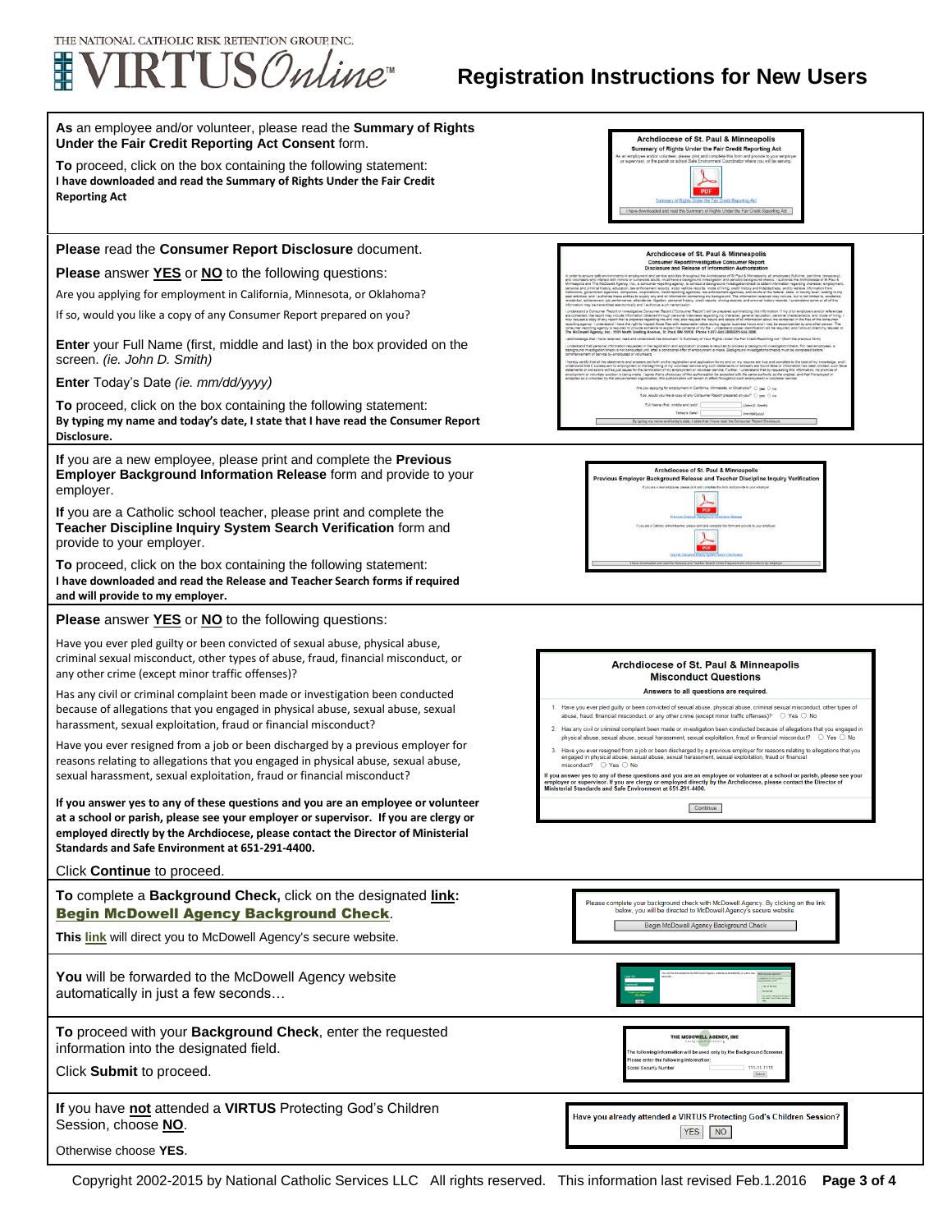# Registration Instructions for New Users

**As** an employee and/or volunteer, please read the **Summary of Rights Under the Fair Credit Reporting Act Consent** form.

**To** proceed, click on the box containing the following statement:
**I have downloaded and read the Summary of Rights Under the Fair Credit Reporting Act**

---

**Please** read the **Consumer Report Disclosure** document.

**Please** answer **YES** or **NO** to the following questions:

Are you applying for employment in California, Minnesota, or Oklahoma?

If so, would you like a copy of any Consumer Report prepared on you?

**Enter** your Full Name (first, middle and last) in the box provided on the screen. *(ie. John D. Smith)*

**Enter** Today's Date *(ie. mm/dd/yyyy)*

**To** proceed, click on the box containing the following statement:
**By typing my name and today's date, I state that I have read the Consumer Report Disclosure.**

---

**If** you are a new employee, please print and complete the **Previous Employer Background Information Release** form and provide to your employer.

**If** you are a Catholic school teacher, please print and complete the **Teacher Discipline Inquiry System Search Verification** form and provide to your employer.

**To** proceed, click on the box containing the following statement:
**I have downloaded and read the Release and Teacher Search forms if required and will provide to my employer.**

---

**Please** answer **YES** or **NO** to the following questions:

Have you ever pled guilty or been convicted of sexual abuse, physical abuse, criminal sexual misconduct, other types of abuse, fraud, financial misconduct, or any other crime (except minor traffic offenses)?

Has any civil or criminal complaint been made or investigation been conducted because of allegations that you engaged in physical abuse, sexual abuse, sexual harassment, sexual exploitation, fraud or financial misconduct?

Have you ever resigned from a job or been discharged by a previous employer for reasons relating to allegations that you engaged in physical abuse, sexual abuse, sexual harassment, sexual exploitation, fraud or financial misconduct?

**If you answer yes to any of these questions and you are an employee or volunteer at a school or parish, please see your employer or supervisor. If you are clergy or employed directly by the Archdiocese, please contact the Director of Ministerial Standards and Safe Environment at 651-291-4400.**

Click **Continue** to proceed.

---

**To** complete a **Background Check,** click on the designated **link**: **Begin McDowell Agency Background Check**.

**This link** will direct you to McDowell Agency's secure website.

---

**You** will be forwarded to the McDowell Agency website automatically in just a few seconds…

---

**To** proceed with your **Background Check**, enter the requested information into the designated field.

Click **Submit** to proceed.

---

**If** you have **not** attended a **VIRTUS** Protecting God's Children Session, choose **NO**.

Otherwise choose **YES**.

Copyright 2002-2015 by National Catholic Services LLC All rights reserved. This information last revised Feb.1.2016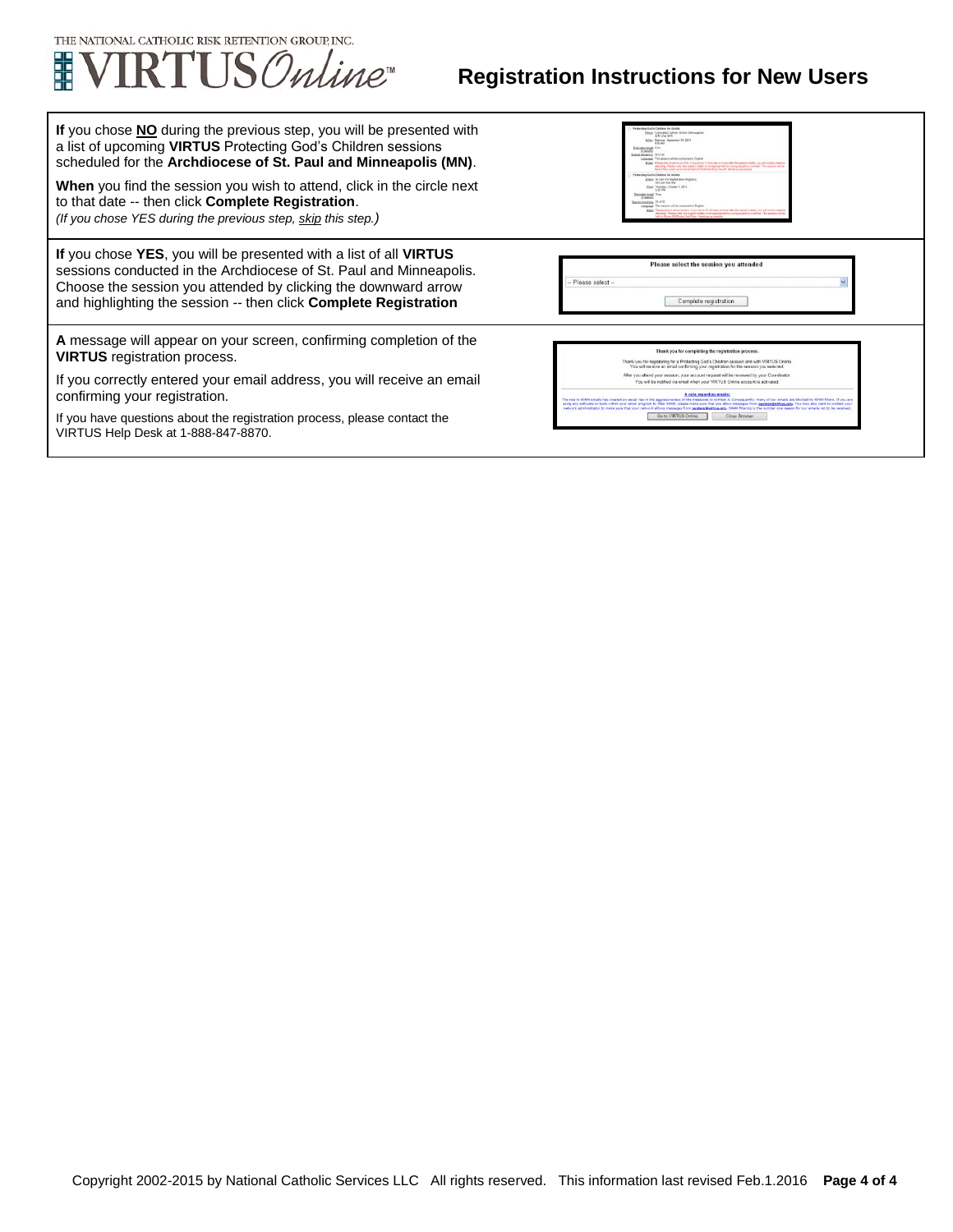THE NATIONAL CATHOLIC RISK RETENTION GROUP, INC.

# VIRTUS *Online*™

## Registration Instructions for New Users

**If** you chose **NO** during the previous step, you will be presented with a list of upcoming **VIRTUS** Protecting God's Children sessions scheduled for the **Archdiocese of St. Paul and Minneapolis (MN)**.

**When** you find the session you wish to attend, click in the circle next to that date -- then click **Complete Registration**.

*(If you chose YES during the previous step, skip this step.)*

**If** you chose **YES**, you will be presented with a list of all **VIRTUS** sessions conducted in the Archdiocese of St. Paul and Minneapolis. Choose the session you attended by clicking the downward arrow and highlighting the session -- then click **Complete Registration**

Please select the session you attended

-- Please select --

Complete registration

**A** message will appear on your screen, confirming completion of the **VIRTUS** registration process.

If you correctly entered your email address, you will receive an email confirming your registration.

If you have questions about the registration process, please contact the VIRTUS Help Desk at 1-888-847-8870.

Thank you for completing the registration process.

Copyright 2002-2015 by National Catholic Services LLC All rights reserved. This information last revised Feb.1.2016